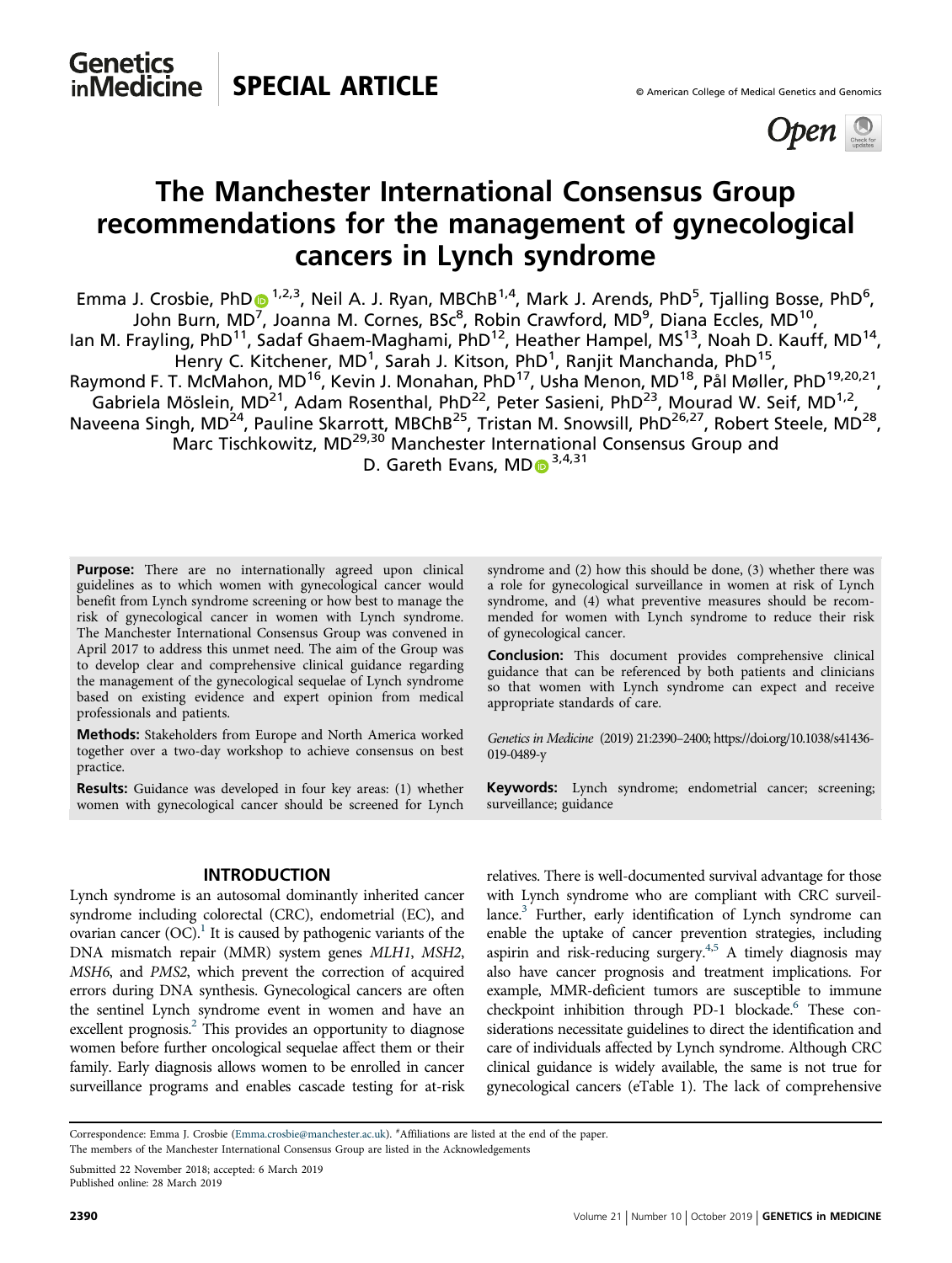SPECIAL ARTICLE

© American College of Medical Genetics and Genomics

# The Manchester International Consensus Group recommendations for the management of gynecological cancers in Lynch syndrome

Emma J. Crosbie, PhD[1,2,3], Neil A. J. Ryan, MBChB[1,4], Mark J. Arends, PhD[5], Tjalling Bosse, PhD[6], John Burn, MD[7], Joanna M. Cornes, BSc[8], Robin Crawford, MD[9], Diana Eccles, MD[10], Ian M. Frayling, PhD[11], Sadaf Ghaem-Maghami, PhD[12], Heather Hampel, MS[13], Noah D. Kauff, MD[14], Henry C. Kitchener, MD[1], Sarah J. Kitson, PhD[1], Ranjit Manchanda, PhD[15], Raymond F. T. McMahon, MD[16], Kevin J. Monahan, PhD[17], Usha Menon, MD[18], Pål Møller, PhD[19,20,21], Gabriela Möslein, MD[21], Adam Rosenthal, PhD[22], Peter Sasieni, PhD[23], Mourad W. Seif, MD[1,2], Naveena Singh, MD[24], Pauline Skarrott, MBChB[25], Tristan M. Snowsill, PhD[26,27], Robert Steele, MD[28], Marc Tischkowitz, MD[29,30] Manchester International Consensus Group and D. Gareth Evans, MD[3,4,31]

**Purpose:** There are no internationally agreed upon clinical guidelines as to which women with gynecological cancer would benefit from Lynch syndrome screening or how best to manage the risk of gynecological cancer in women with Lynch syndrome. The Manchester International Consensus Group was convened in April 2017 to address this unmet need. The aim of the Group was to develop clear and comprehensive clinical guidance regarding the management of the gynecological sequelae of Lynch syndrome based on existing evidence and expert opinion from medical professionals and patients.

**Methods:** Stakeholders from Europe and North America worked together over a two-day workshop to achieve consensus on best practice.

**Results:** Guidance was developed in four key areas: (1) whether women with gynecological cancer should be screened for Lynch syndrome and (2) how this should be done, (3) whether there was a role for gynecological surveillance in women at risk of Lynch syndrome, and (4) what preventive measures should be recommended for women with Lynch syndrome to reduce their risk of gynecological cancer.

**Conclusion:** This document provides comprehensive clinical guidance that can be referenced by both patients and clinicians so that women with Lynch syndrome can expect and receive appropriate standards of care.

*Genetics in Medicine* (2019) 21:2390–2400; https://doi.org/10.1038/s41436-019-0489-y

**Keywords:** Lynch syndrome; endometrial cancer; screening; surveillance; guidance

## INTRODUCTION

Lynch syndrome is an autosomal dominantly inherited cancer syndrome including colorectal (CRC), endometrial (EC), and ovarian cancer (OC).[1] It is caused by pathogenic variants of the DNA mismatch repair (MMR) system genes *MLH1*, *MSH2*, *MSH6*, and *PMS2*, which prevent the correction of acquired errors during DNA synthesis. Gynecological cancers are often the sentinel Lynch syndrome event in women and have an excellent prognosis.[2] This provides an opportunity to diagnose women before further oncological sequelae affect them or their family. Early diagnosis allows women to be enrolled in cancer surveillance programs and enables cascade testing for at-risk relatives. There is well-documented survival advantage for those with Lynch syndrome who are compliant with CRC surveillance.[3] Further, early identification of Lynch syndrome can enable the uptake of cancer prevention strategies, including aspirin and risk-reducing surgery.[4,5] A timely diagnosis may also have cancer prognosis and treatment implications. For example, MMR-deficient tumors are susceptible to immune checkpoint inhibition through PD-1 blockade.[6] These considerations necessitate guidelines to direct the identification and care of individuals affected by Lynch syndrome. Although CRC clinical guidance is widely available, the same is not true for gynecological cancers (eTable 1). The lack of comprehensive

Correspondence: Emma J. Crosbie (Emma.crosbie@manchester.ac.uk). #Affiliations are listed at the end of the paper.
The members of the Manchester International Consensus Group are listed in the Acknowledgements

Submitted 22 November 2018; accepted: 6 March 2019
Published online: 28 March 2019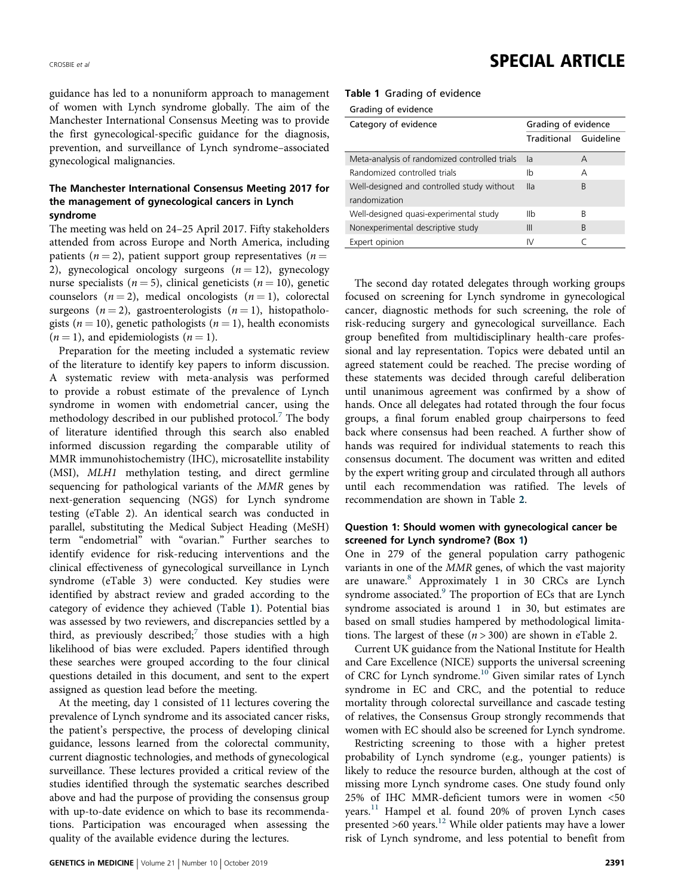guidance has led to a nonuniform approach to management of women with Lynch syndrome globally. The aim of the Manchester International Consensus Meeting was to provide the first gynecological-specific guidance for the diagnosis, prevention, and surveillance of Lynch syndrome–associated gynecological malignancies.

### The Manchester International Consensus Meeting 2017 for the management of gynecological cancers in Lynch syndrome

The meeting was held on 24–25 April 2017. Fifty stakeholders attended from across Europe and North America, including patients ($n = 2$), patient support group representatives ($n = 2$), gynecological oncology surgeons ($n = 12$), gynecology nurse specialists ($n = 5$), clinical geneticists ($n = 10$), genetic counselors ($n = 2$), medical oncologists ($n = 1$), colorectal surgeons ($n = 2$), gastroenterologists ($n = 1$), histopathologists ($n = 10$), genetic pathologists ($n = 1$), health economists ($n = 1$), and epidemiologists ($n = 1$).

Preparation for the meeting included a systematic review of the literature to identify key papers to inform discussion. A systematic review with meta-analysis was performed to provide a robust estimate of the prevalence of Lynch syndrome in women with endometrial cancer, using the methodology described in our published protocol.[7] The body of literature identified through this search also enabled informed discussion regarding the comparable utility of MMR immunohistochemistry (IHC), microsatellite instability (MSI), *MLH1* methylation testing, and direct germline sequencing for pathological variants of the *MMR* genes by next-generation sequencing (NGS) for Lynch syndrome testing (eTable 2). An identical search was conducted in parallel, substituting the Medical Subject Heading (MeSH) term "endometrial" with "ovarian." Further searches to identify evidence for risk-reducing interventions and the clinical effectiveness of gynecological surveillance in Lynch syndrome (eTable 3) were conducted. Key studies were identified by abstract review and graded according to the category of evidence they achieved (Table 1). Potential bias was assessed by two reviewers, and discrepancies settled by a third, as previously described;[7] those studies with a high likelihood of bias were excluded. Papers identified through these searches were grouped according to the four clinical questions detailed in this document, and sent to the expert assigned as question lead before the meeting.

At the meeting, day 1 consisted of 11 lectures covering the prevalence of Lynch syndrome and its associated cancer risks, the patient's perspective, the process of developing clinical guidance, lessons learned from the colorectal community, current diagnostic technologies, and methods of gynecological surveillance. These lectures provided a critical review of the studies identified through the systematic searches described above and had the purpose of providing the consensus group with up-to-date evidence on which to base its recommendations. Participation was encouraged when assessing the quality of the available evidence during the lectures.

**Table 1** Grading of evidence

| Category of evidence | Grading of evidence | |
|---|---|---|
| | Traditional | Guideline |
| Meta-analysis of randomized controlled trials | Ia | A |
| Randomized controlled trials | Ib | A |
| Well-designed and controlled study without randomization | IIa | B |
| Well-designed quasi-experimental study | IIb | B |
| Nonexperimental descriptive study | III | B |
| Expert opinion | IV | C |

The second day rotated delegates through working groups focused on screening for Lynch syndrome in gynecological cancer, diagnostic methods for such screening, the role of risk-reducing surgery and gynecological surveillance. Each group benefited from multidisciplinary health-care professional and lay representation. Topics were debated until an agreed statement could be reached. The precise wording of these statements was decided through careful deliberation until unanimous agreement was confirmed by a show of hands. Once all delegates had rotated through the four focus groups, a final forum enabled group chairpersons to feed back where consensus had been reached. A further show of hands was required for individual statements to reach this consensus document. The document was written and edited by the expert writing group and circulated through all authors until each recommendation was ratified. The levels of recommendation are shown in Table 2.

### Question 1: Should women with gynecological cancer be screened for Lynch syndrome? (Box 1)

One in 279 of the general population carry pathogenic variants in one of the *MMR* genes, of which the vast majority are unaware.[8] Approximately 1 in 30 CRCs are Lynch syndrome associated.[9] The proportion of ECs that are Lynch syndrome associated is around 1 in 30, but estimates are based on small studies hampered by methodological limitations. The largest of these ($n > 300$) are shown in eTable 2.

Current UK guidance from the National Institute for Health and Care Excellence (NICE) supports the universal screening of CRC for Lynch syndrome.[10] Given similar rates of Lynch syndrome in EC and CRC, and the potential to reduce mortality through colorectal surveillance and cascade testing of relatives, the Consensus Group strongly recommends that women with EC should also be screened for Lynch syndrome.

Restricting screening to those with a higher pretest probability of Lynch syndrome (e.g., younger patients) is likely to reduce the resource burden, although at the cost of missing more Lynch syndrome cases. One study found only 25% of IHC MMR-deficient tumors were in women <50 years.[11] Hampel et al. found 20% of proven Lynch cases presented >60 years.[12] While older patients may have a lower risk of Lynch syndrome, and less potential to benefit from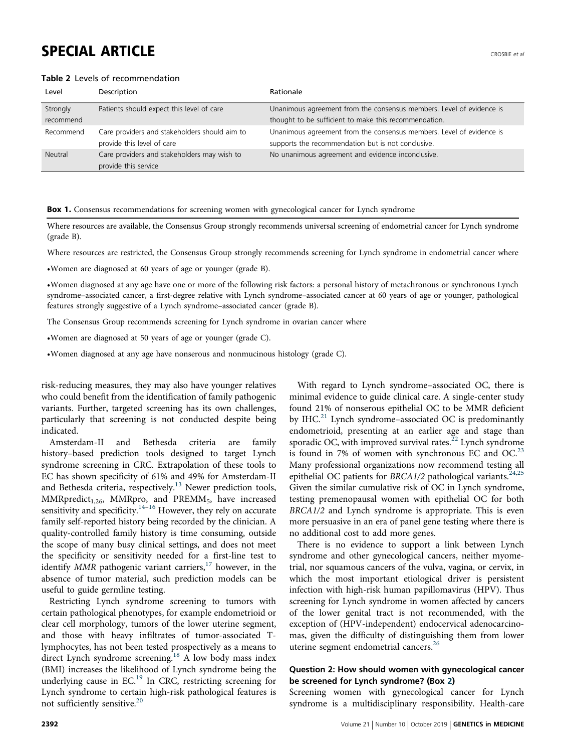**Table 2** Levels of recommendation

| Level | Description | Rationale |
|---|---|---|
| Strongly recommend | Patients should expect this level of care | Unanimous agreement from the consensus members. Level of evidence is thought to be sufficient to make this recommendation. |
| Recommend | Care providers and stakeholders should aim to provide this level of care | Unanimous agreement from the consensus members. Level of evidence is supports the recommendation but is not conclusive. |
| Neutral | Care providers and stakeholders may wish to provide this service | No unanimous agreement and evidence inconclusive. |

**Box 1.** Consensus recommendations for screening women with gynecological cancer for Lynch syndrome

Where resources are available, the Consensus Group strongly recommends universal screening of endometrial cancer for Lynch syndrome (grade B).

Where resources are restricted, the Consensus Group strongly recommends screening for Lynch syndrome in endometrial cancer where

- Women are diagnosed at 60 years of age or younger (grade B).
- Women diagnosed at any age have one or more of the following risk factors: a personal history of metachronous or synchronous Lynch syndrome–associated cancer, a first-degree relative with Lynch syndrome–associated cancer at 60 years of age or younger, pathological features strongly suggestive of a Lynch syndrome–associated cancer (grade B).

The Consensus Group recommends screening for Lynch syndrome in ovarian cancer where

- Women are diagnosed at 50 years of age or younger (grade C).
- Women diagnosed at any age have nonserous and nonmucinous histology (grade C).

risk-reducing measures, they may also have younger relatives who could benefit from the identification of family pathogenic variants. Further, targeted screening has its own challenges, particularly that screening is not conducted despite being indicated.

Amsterdam-II and Bethesda criteria are family history–based prediction tools designed to target Lynch syndrome screening in CRC. Extrapolation of these tools to EC has shown specificity of 61% and 49% for Amsterdam-II and Bethesda criteria, respectively.[13] Newer prediction tools, $\text{MMRpredict}_{1,26}$, MMRpro, and $\text{PREMM}_5$, have increased sensitivity and specificity.[14–16] However, they rely on accurate family self-reported history being recorded by the clinician. A quality-controlled family history is time consuming, outside the scope of many busy clinical settings, and does not meet the specificity or sensitivity needed for a first-line test to identify *MMR* pathogenic variant carriers,[17] however, in the absence of tumor material, such prediction models can be useful to guide germline testing.

Restricting Lynch syndrome screening to tumors with certain pathological phenotypes, for example endometrioid or clear cell morphology, tumors of the lower uterine segment, and those with heavy infiltrates of tumor-associated T-lymphocytes, has not been tested prospectively as a means to direct Lynch syndrome screening.[18] A low body mass index (BMI) increases the likelihood of Lynch syndrome being the underlying cause in EC.[19] In CRC, restricting screening for Lynch syndrome to certain high-risk pathological features is not sufficiently sensitive.[20]

With regard to Lynch syndrome–associated OC, there is minimal evidence to guide clinical care. A single-center study found 21% of nonserous epithelial OC to be MMR deficient by IHC.[21] Lynch syndrome–associated OC is predominantly endometrioid, presenting at an earlier age and stage than sporadic OC, with improved survival rates.[22] Lynch syndrome is found in 7% of women with synchronous EC and OC.[23] Many professional organizations now recommend testing all epithelial OC patients for *BRCA1/2* pathological variants.[24,25] Given the similar cumulative risk of OC in Lynch syndrome, testing premenopausal women with epithelial OC for both *BRCA1/2* and Lynch syndrome is appropriate. This is even more persuasive in an era of panel gene testing where there is no additional cost to add more genes.

There is no evidence to support a link between Lynch syndrome and other gynecological cancers, neither myometrial, nor squamous cancers of the vulva, vagina, or cervix, in which the most important etiological driver is persistent infection with high-risk human papillomavirus (HPV). Thus screening for Lynch syndrome in women affected by cancers of the lower genital tract is not recommended, with the exception of (HPV-independent) endocervical adenocarcinomas, given the difficulty of distinguishing them from lower uterine segment endometrial cancers.[26]

### Question 2: How should women with gynecological cancer be screened for Lynch syndrome? (Box 2)

Screening women with gynecological cancer for Lynch syndrome is a multidisciplinary responsibility. Health-care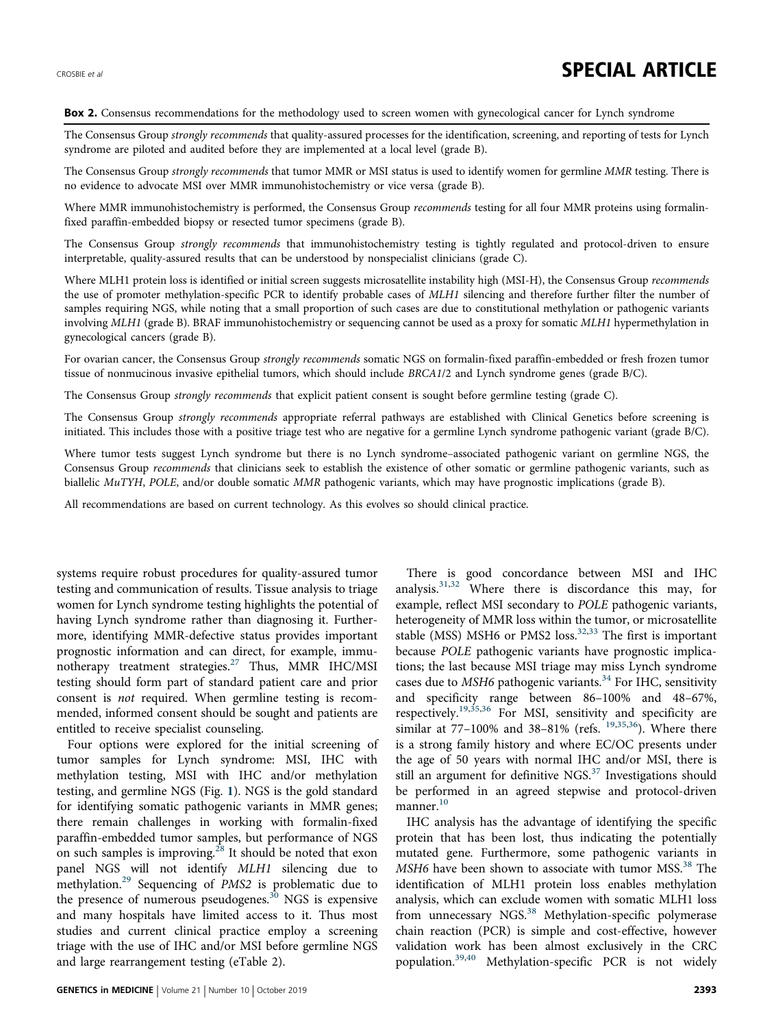**Box 2.** Consensus recommendations for the methodology used to screen women with gynecological cancer for Lynch syndrome

The Consensus Group *strongly recommends* that quality-assured processes for the identification, screening, and reporting of tests for Lynch syndrome are piloted and audited before they are implemented at a local level (grade B).

The Consensus Group *strongly recommends* that tumor MMR or MSI status is used to identify women for germline *MMR* testing. There is no evidence to advocate MSI over MMR immunohistochemistry or vice versa (grade B).

Where MMR immunohistochemistry is performed, the Consensus Group *recommends* testing for all four MMR proteins using formalin-fixed paraffin-embedded biopsy or resected tumor specimens (grade B).

The Consensus Group *strongly recommends* that immunohistochemistry testing is tightly regulated and protocol-driven to ensure interpretable, quality-assured results that can be understood by nonspecialist clinicians (grade C).

Where MLH1 protein loss is identified or initial screen suggests microsatellite instability high (MSI-H), the Consensus Group *recommends* the use of promoter methylation-specific PCR to identify probable cases of *MLH1* silencing and therefore further filter the number of samples requiring NGS, while noting that a small proportion of such cases are due to constitutional methylation or pathogenic variants involving *MLH1* (grade B). BRAF immunohistochemistry or sequencing cannot be used as a proxy for somatic *MLH1* hypermethylation in gynecological cancers (grade B).

For ovarian cancer, the Consensus Group *strongly recommends* somatic NGS on formalin-fixed paraffin-embedded or fresh frozen tumor tissue of nonmucinous invasive epithelial tumors, which should include *BRCA1*/2 and Lynch syndrome genes (grade B/C).

The Consensus Group *strongly recommends* that explicit patient consent is sought before germline testing (grade C).

The Consensus Group *strongly recommends* appropriate referral pathways are established with Clinical Genetics before screening is initiated. This includes those with a positive triage test who are negative for a germline Lynch syndrome pathogenic variant (grade B/C).

Where tumor tests suggest Lynch syndrome but there is no Lynch syndrome–associated pathogenic variant on germline NGS, the Consensus Group *recommends* that clinicians seek to establish the existence of other somatic or germline pathogenic variants, such as biallelic *MuTYH*, *POLE*, and/or double somatic *MMR* pathogenic variants, which may have prognostic implications (grade B).

All recommendations are based on current technology. As this evolves so should clinical practice.

systems require robust procedures for quality-assured tumor testing and communication of results. Tissue analysis to triage women for Lynch syndrome testing highlights the potential of having Lynch syndrome rather than diagnosing it. Furthermore, identifying MMR-defective status provides important prognostic information and can direct, for example, immunotherapy treatment strategies.[27] Thus, MMR IHC/MSI testing should form part of standard patient care and prior consent is *not* required. When germline testing is recommended, informed consent should be sought and patients are entitled to receive specialist counseling.

Four options were explored for the initial screening of tumor samples for Lynch syndrome: MSI, IHC with methylation testing, MSI with IHC and/or methylation testing, and germline NGS (Fig. 1). NGS is the gold standard for identifying somatic pathogenic variants in MMR genes; there remain challenges in working with formalin-fixed paraffin-embedded tumor samples, but performance of NGS on such samples is improving.[28] It should be noted that exon panel NGS will not identify *MLH1* silencing due to methylation.[29] Sequencing of *PMS2* is problematic due to the presence of numerous pseudogenes.[30] NGS is expensive and many hospitals have limited access to it. Thus most studies and current clinical practice employ a screening triage with the use of IHC and/or MSI before germline NGS and large rearrangement testing (eTable 2).

There is good concordance between MSI and IHC analysis.[31,32] Where there is discordance this may, for example, reflect MSI secondary to *POLE* pathogenic variants, heterogeneity of MMR loss within the tumor, or microsatellite stable (MSS) MSH6 or PMS2 loss.[32,33] The first is important because *POLE* pathogenic variants have prognostic implications; the last because MSI triage may miss Lynch syndrome cases due to *MSH6* pathogenic variants.[34] For IHC, sensitivity and specificity range between 86–100% and 48–67%, respectively.[19,35,36] For MSI, sensitivity and specificity are similar at 77–100% and 38–81% (refs. [19,35,36]). Where there is a strong family history and where EC/OC presents under the age of 50 years with normal IHC and/or MSI, there is still an argument for definitive NGS.[37] Investigations should be performed in an agreed stepwise and protocol-driven manner.[10]

IHC analysis has the advantage of identifying the specific protein that has been lost, thus indicating the potentially mutated gene. Furthermore, some pathogenic variants in *MSH6* have been shown to associate with tumor MSS.[38] The identification of MLH1 protein loss enables methylation analysis, which can exclude women with somatic MLH1 loss from unnecessary NGS.[38] Methylation-specific polymerase chain reaction (PCR) is simple and cost-effective, however validation work has been almost exclusively in the CRC population.[39,40] Methylation-specific PCR is not widely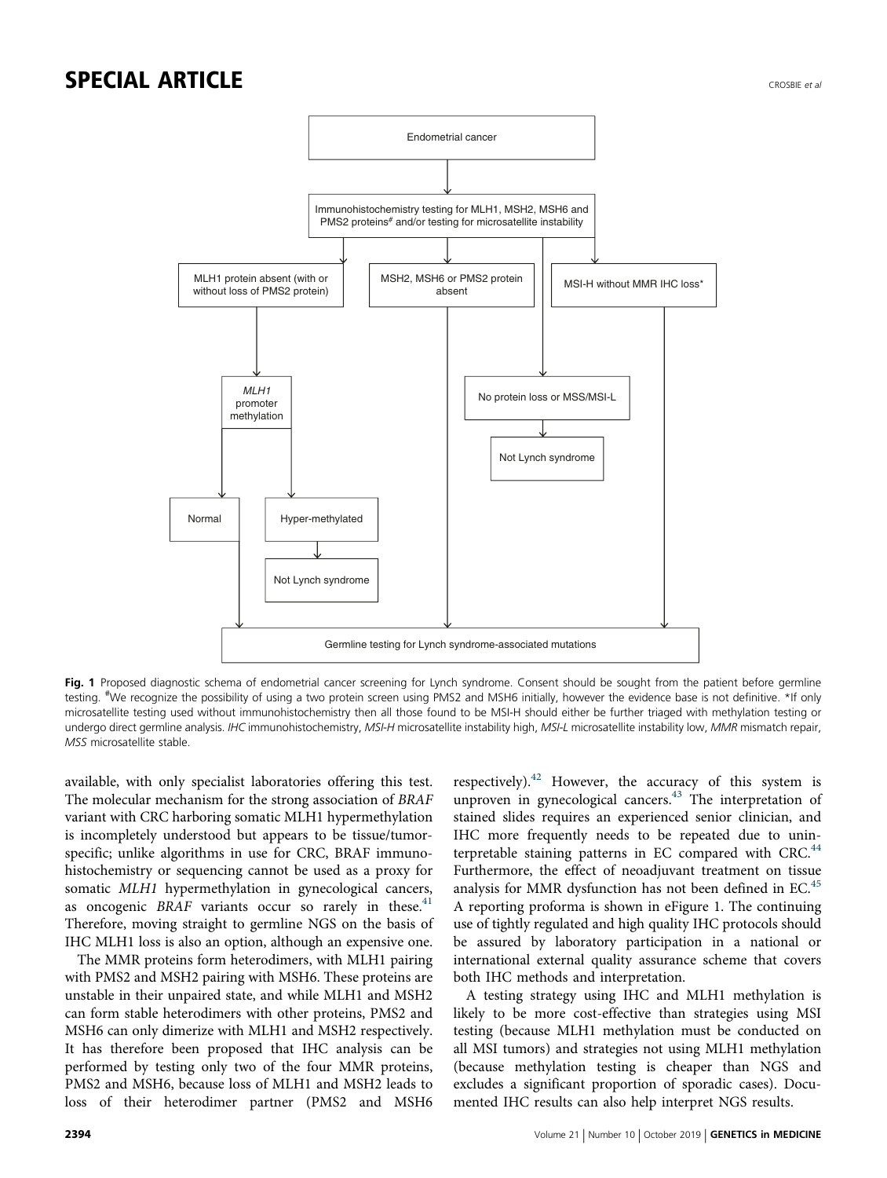Endometrial cancer

Immunohistochemistry testing for MLH1, MSH2, MSH6 and PMS2 proteins[#] and/or testing for microsatellite instability

MLH1 protein absent (with or without loss of PMS2 protein)

MSH2, MSH6 or PMS2 protein absent

MSI-H without MMR IHC loss*

*MLH1* promoter methylation

No protein loss or MSS/MSI-L

Not Lynch syndrome

Normal

Hyper-methylated

Not Lynch syndrome

Germline testing for Lynch syndrome-associated mutations

**Fig. 1** Proposed diagnostic schema of endometrial cancer screening for Lynch syndrome. Consent should be sought from the patient before germline testing. [#]We recognize the possibility of using a two protein screen using PMS2 and MSH6 initially, however the evidence base is not definitive. *If only microsatellite testing used without immunohistochemistry then all those found to be MSI-H should either be further triaged with methylation testing or undergo direct germline analysis. *IHC* immunohistochemistry, *MSI-H* microsatellite instability high, *MSI-L* microsatellite instability low, *MMR* mismatch repair, *MSS* microsatellite stable.

available, with only specialist laboratories offering this test. The molecular mechanism for the strong association of *BRAF* variant with CRC harboring somatic MLH1 hypermethylation is incompletely understood but appears to be tissue/tumor-specific; unlike algorithms in use for CRC, BRAF immunohistochemistry or sequencing cannot be used as a proxy for somatic *MLH1* hypermethylation in gynecological cancers, as oncogenic *BRAF* variants occur so rarely in these.[41] Therefore, moving straight to germline NGS on the basis of IHC MLH1 loss is also an option, although an expensive one.

The MMR proteins form heterodimers, with MLH1 pairing with PMS2 and MSH2 pairing with MSH6. These proteins are unstable in their unpaired state, and while MLH1 and MSH2 can form stable heterodimers with other proteins, PMS2 and MSH6 can only dimerize with MLH1 and MSH2 respectively. It has therefore been proposed that IHC analysis can be performed by testing only two of the four MMR proteins, PMS2 and MSH6, because loss of MLH1 and MSH2 leads to loss of their heterodimer partner (PMS2 and MSH6 respectively).[42] However, the accuracy of this system is unproven in gynecological cancers.[43] The interpretation of stained slides requires an experienced senior clinician, and IHC more frequently needs to be repeated due to uninterpretable staining patterns in EC compared with CRC.[44] Furthermore, the effect of neoadjuvant treatment on tissue analysis for MMR dysfunction has not been defined in EC.[45] A reporting proforma is shown in eFigure 1. The continuing use of tightly regulated and high quality IHC protocols should be assured by laboratory participation in a national or international external quality assurance scheme that covers both IHC methods and interpretation.

A testing strategy using IHC and MLH1 methylation is likely to be more cost-effective than strategies using MSI testing (because MLH1 methylation must be conducted on all MSI tumors) and strategies not using MLH1 methylation (because methylation testing is cheaper than NGS and excludes a significant proportion of sporadic cases). Documented IHC results can also help interpret NGS results.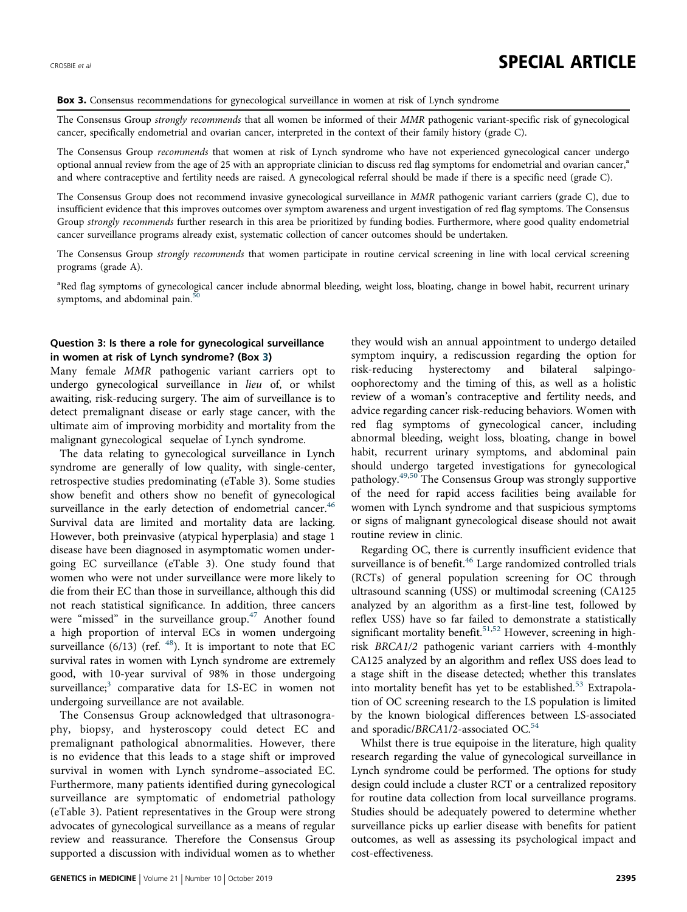**Box 3.** Consensus recommendations for gynecological surveillance in women at risk of Lynch syndrome

The Consensus Group *strongly recommends* that all women be informed of their *MMR* pathogenic variant-specific risk of gynecological cancer, specifically endometrial and ovarian cancer, interpreted in the context of their family history (grade C).

The Consensus Group *recommends* that women at risk of Lynch syndrome who have not experienced gynecological cancer undergo optional annual review from the age of 25 with an appropriate clinician to discuss red flag symptoms for endometrial and ovarian cancer,[a] and where contraceptive and fertility needs are raised. A gynecological referral should be made if there is a specific need (grade C).

The Consensus Group does not recommend invasive gynecological surveillance in *MMR* pathogenic variant carriers (grade C), due to insufficient evidence that this improves outcomes over symptom awareness and urgent investigation of red flag symptoms. The Consensus Group *strongly recommends* further research in this area be prioritized by funding bodies. Furthermore, where good quality endometrial cancer surveillance programs already exist, systematic collection of cancer outcomes should be undertaken.

The Consensus Group *strongly recommends* that women participate in routine cervical screening in line with local cervical screening programs (grade A).

[a]Red flag symptoms of gynecological cancer include abnormal bleeding, weight loss, bloating, change in bowel habit, recurrent urinary symptoms, and abdominal pain.[50]

### Question 3: Is there a role for gynecological surveillance in women at risk of Lynch syndrome? (Box 3)

Many female *MMR* pathogenic variant carriers opt to undergo gynecological surveillance in *lieu* of, or whilst awaiting, risk-reducing surgery. The aim of surveillance is to detect premalignant disease or early stage cancer, with the ultimate aim of improving morbidity and mortality from the malignant gynecological sequelae of Lynch syndrome.

The data relating to gynecological surveillance in Lynch syndrome are generally of low quality, with single-center, retrospective studies predominating (eTable 3). Some studies show benefit and others show no benefit of gynecological surveillance in the early detection of endometrial cancer.[46] Survival data are limited and mortality data are lacking. However, both preinvasive (atypical hyperplasia) and stage 1 disease have been diagnosed in asymptomatic women undergoing EC surveillance (eTable 3). One study found that women who were not under surveillance were more likely to die from their EC than those in surveillance, although this did not reach statistical significance. In addition, three cancers were "missed" in the surveillance group.[47] Another found a high proportion of interval ECs in women undergoing surveillance (6/13) (ref. [48]). It is important to note that EC survival rates in women with Lynch syndrome are extremely good, with 10-year survival of 98% in those undergoing surveillance;[3] comparative data for LS-EC in women not undergoing surveillance are not available.

The Consensus Group acknowledged that ultrasonography, biopsy, and hysteroscopy could detect EC and premalignant pathological abnormalities. However, there is no evidence that this leads to a stage shift or improved survival in women with Lynch syndrome–associated EC. Furthermore, many patients identified during gynecological surveillance are symptomatic of endometrial pathology (eTable 3). Patient representatives in the Group were strong advocates of gynecological surveillance as a means of regular review and reassurance. Therefore the Consensus Group supported a discussion with individual women as to whether they would wish an annual appointment to undergo detailed symptom inquiry, a rediscussion regarding the option for risk-reducing hysterectomy and bilateral salpingo-oophorectomy and the timing of this, as well as a holistic review of a woman's contraceptive and fertility needs, and advice regarding cancer risk-reducing behaviors. Women with red flag symptoms of gynecological cancer, including abnormal bleeding, weight loss, bloating, change in bowel habit, recurrent urinary symptoms, and abdominal pain should undergo targeted investigations for gynecological pathology.[49,50] The Consensus Group was strongly supportive of the need for rapid access facilities being available for women with Lynch syndrome and that suspicious symptoms or signs of malignant gynecological disease should not await routine review in clinic.

Regarding OC, there is currently insufficient evidence that surveillance is of benefit.[46] Large randomized controlled trials (RCTs) of general population screening for OC through ultrasound scanning (USS) or multimodal screening (CA125 analyzed by an algorithm as a first-line test, followed by reflex USS) have so far failed to demonstrate a statistically significant mortality benefit.[51,52] However, screening in high-risk *BRCA1/2* pathogenic variant carriers with 4-monthly CA125 analyzed by an algorithm and reflex USS does lead to a stage shift in the disease detected; whether this translates into mortality benefit has yet to be established.[53] Extrapolation of OC screening research to the LS population is limited by the known biological differences between LS-associated and sporadic/*BRCA1/2*-associated OC.[54]

Whilst there is true equipoise in the literature, high quality research regarding the value of gynecological surveillance in Lynch syndrome could be performed. The options for study design could include a cluster RCT or a centralized repository for routine data collection from local surveillance programs. Studies should be adequately powered to determine whether surveillance picks up earlier disease with benefits for patient outcomes, as well as assessing its psychological impact and cost-effectiveness.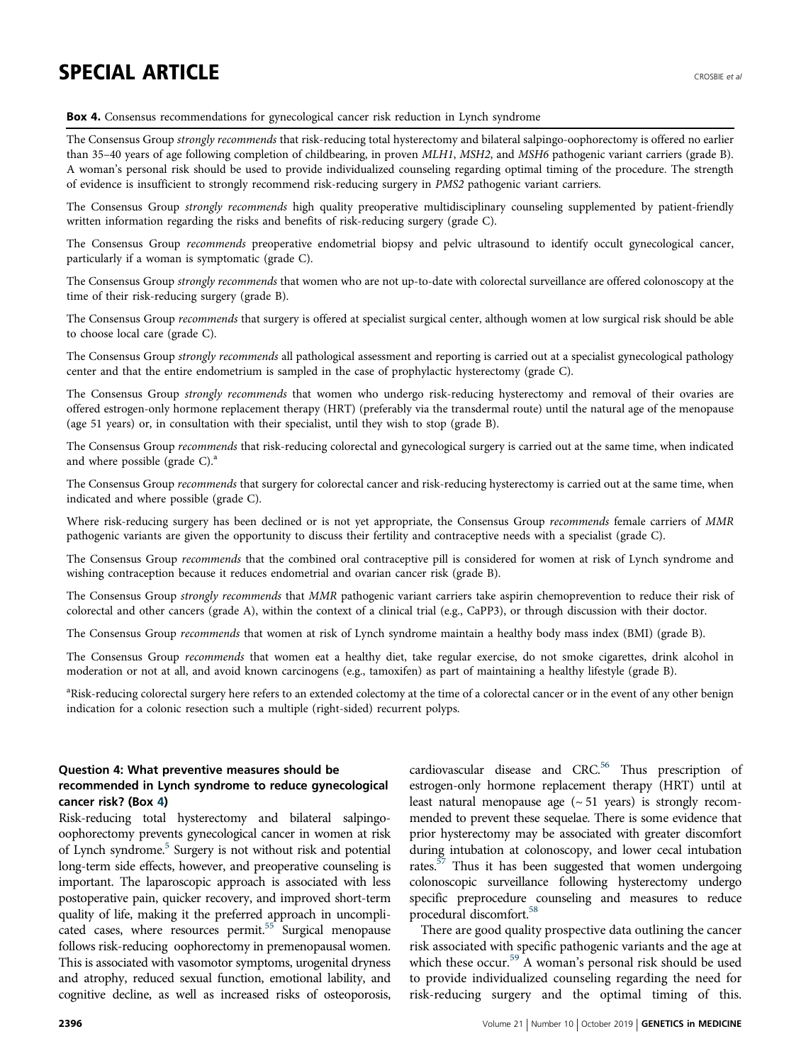**Box 4.** Consensus recommendations for gynecological cancer risk reduction in Lynch syndrome

The Consensus Group *strongly recommends* that risk-reducing total hysterectomy and bilateral salpingo-oophorectomy is offered no earlier than 35–40 years of age following completion of childbearing, in proven *MLH1*, *MSH2*, and *MSH6* pathogenic variant carriers (grade B). A woman's personal risk should be used to provide individualized counseling regarding optimal timing of the procedure. The strength of evidence is insufficient to strongly recommend risk-reducing surgery in *PMS2* pathogenic variant carriers.

The Consensus Group *strongly recommends* high quality preoperative multidisciplinary counseling supplemented by patient-friendly written information regarding the risks and benefits of risk-reducing surgery (grade C).

The Consensus Group *recommends* preoperative endometrial biopsy and pelvic ultrasound to identify occult gynecological cancer, particularly if a woman is symptomatic (grade C).

The Consensus Group *strongly recommends* that women who are not up-to-date with colorectal surveillance are offered colonoscopy at the time of their risk-reducing surgery (grade B).

The Consensus Group *recommends* that surgery is offered at specialist surgical center, although women at low surgical risk should be able to choose local care (grade C).

The Consensus Group *strongly recommends* all pathological assessment and reporting is carried out at a specialist gynecological pathology center and that the entire endometrium is sampled in the case of prophylactic hysterectomy (grade C).

The Consensus Group *strongly recommends* that women who undergo risk-reducing hysterectomy and removal of their ovaries are offered estrogen-only hormone replacement therapy (HRT) (preferably via the transdermal route) until the natural age of the menopause (age 51 years) or, in consultation with their specialist, until they wish to stop (grade B).

The Consensus Group *recommends* that risk-reducing colorectal and gynecological surgery is carried out at the same time, when indicated and where possible (grade C).[a]

The Consensus Group *recommends* that surgery for colorectal cancer and risk-reducing hysterectomy is carried out at the same time, when indicated and where possible (grade C).

Where risk-reducing surgery has been declined or is not yet appropriate, the Consensus Group *recommends* female carriers of *MMR* pathogenic variants are given the opportunity to discuss their fertility and contraceptive needs with a specialist (grade C).

The Consensus Group *recommends* that the combined oral contraceptive pill is considered for women at risk of Lynch syndrome and wishing contraception because it reduces endometrial and ovarian cancer risk (grade B).

The Consensus Group *strongly recommends* that *MMR* pathogenic variant carriers take aspirin chemoprevention to reduce their risk of colorectal and other cancers (grade A), within the context of a clinical trial (e.g., CaPP3), or through discussion with their doctor.

The Consensus Group *recommends* that women at risk of Lynch syndrome maintain a healthy body mass index (BMI) (grade B).

The Consensus Group *recommends* that women eat a healthy diet, take regular exercise, do not smoke cigarettes, drink alcohol in moderation or not at all, and avoid known carcinogens (e.g., tamoxifen) as part of maintaining a healthy lifestyle (grade B).

[a]Risk-reducing colorectal surgery here refers to an extended colectomy at the time of a colorectal cancer or in the event of any other benign indication for a colonic resection such a multiple (right-sided) recurrent polyps.

### Question 4: What preventive measures should be recommended in Lynch syndrome to reduce gynecological cancer risk? (Box 4)

Risk-reducing total hysterectomy and bilateral salpingo-oophorectomy prevents gynecological cancer in women at risk of Lynch syndrome.[5] Surgery is not without risk and potential long-term side effects, however, and preoperative counseling is important. The laparoscopic approach is associated with less postoperative pain, quicker recovery, and improved short-term quality of life, making it the preferred approach in uncomplicated cases, where resources permit.[55] Surgical menopause follows risk-reducing oophorectomy in premenopausal women. This is associated with vasomotor symptoms, urogenital dryness and atrophy, reduced sexual function, emotional lability, and cognitive decline, as well as increased risks of osteoporosis, cardiovascular disease and CRC.[56] Thus prescription of estrogen-only hormone replacement therapy (HRT) until at least natural menopause age (~ 51 years) is strongly recommended to prevent these sequelae. There is some evidence that prior hysterectomy may be associated with greater discomfort during intubation at colonoscopy, and lower cecal intubation rates.[57] Thus it has been suggested that women undergoing colonoscopic surveillance following hysterectomy undergo specific preprocedure counseling and measures to reduce procedural discomfort.[58]

There are good quality prospective data outlining the cancer risk associated with specific pathogenic variants and the age at which these occur.[59] A woman's personal risk should be used to provide individualized counseling regarding the need for risk-reducing surgery and the optimal timing of this.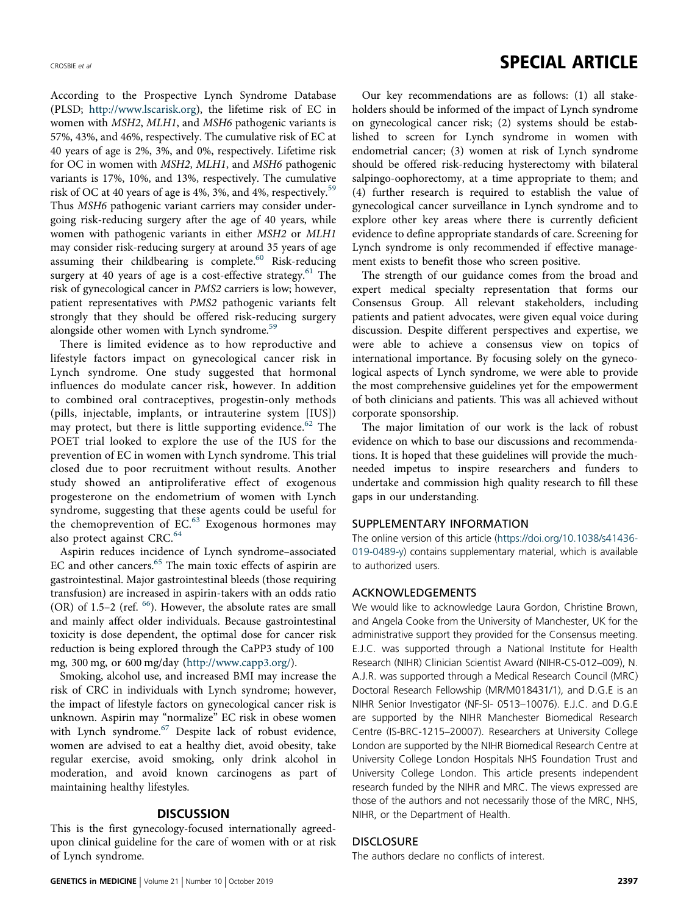According to the Prospective Lynch Syndrome Database (PLSD; http://www.lscarisk.org), the lifetime risk of EC in women with *MSH2*, *MLH1*, and *MSH6* pathogenic variants is 57%, 43%, and 46%, respectively. The cumulative risk of EC at 40 years of age is 2%, 3%, and 0%, respectively. Lifetime risk for OC in women with *MSH2*, *MLH1*, and *MSH6* pathogenic variants is 17%, 10%, and 13%, respectively. The cumulative risk of OC at 40 years of age is 4%, 3%, and 4%, respectively.[59] Thus *MSH6* pathogenic variant carriers may consider undergoing risk-reducing surgery after the age of 40 years, while women with pathogenic variants in either *MSH2* or *MLH1* may consider risk-reducing surgery at around 35 years of age assuming their childbearing is complete.[60] Risk-reducing surgery at 40 years of age is a cost-effective strategy.[61] The risk of gynecological cancer in *PMS2* carriers is low; however, patient representatives with *PMS2* pathogenic variants felt strongly that they should be offered risk-reducing surgery alongside other women with Lynch syndrome.[59]

There is limited evidence as to how reproductive and lifestyle factors impact on gynecological cancer risk in Lynch syndrome. One study suggested that hormonal influences do modulate cancer risk, however. In addition to combined oral contraceptives, progestin-only methods (pills, injectable, implants, or intrauterine system [IUS]) may protect, but there is little supporting evidence.[62] The POET trial looked to explore the use of the IUS for the prevention of EC in women with Lynch syndrome. This trial closed due to poor recruitment without results. Another study showed an antiproliferative effect of exogenous progesterone on the endometrium of women with Lynch syndrome, suggesting that these agents could be useful for the chemoprevention of EC.[63] Exogenous hormones may also protect against CRC.[64]

Aspirin reduces incidence of Lynch syndrome–associated EC and other cancers.[65] The main toxic effects of aspirin are gastrointestinal. Major gastrointestinal bleeds (those requiring transfusion) are increased in aspirin-takers with an odds ratio (OR) of 1.5–2 (ref. [66]). However, the absolute rates are small and mainly affect older individuals. Because gastrointestinal toxicity is dose dependent, the optimal dose for cancer risk reduction is being explored through the CaPP3 study of 100 mg, 300 mg, or 600 mg/day (http://www.capp3.org/).

Smoking, alcohol use, and increased BMI may increase the risk of CRC in individuals with Lynch syndrome; however, the impact of lifestyle factors on gynecological cancer risk is unknown. Aspirin may "normalize" EC risk in obese women with Lynch syndrome.[67] Despite lack of robust evidence, women are advised to eat a healthy diet, avoid obesity, take regular exercise, avoid smoking, only drink alcohol in moderation, and avoid known carcinogens as part of maintaining healthy lifestyles.

## DISCUSSION

This is the first gynecology-focused internationally agreed-upon clinical guideline for the care of women with or at risk of Lynch syndrome.

Our key recommendations are as follows: (1) all stakeholders should be informed of the impact of Lynch syndrome on gynecological cancer risk; (2) systems should be established to screen for Lynch syndrome in women with endometrial cancer; (3) women at risk of Lynch syndrome should be offered risk-reducing hysterectomy with bilateral salpingo-oophorectomy, at a time appropriate to them; and (4) further research is required to establish the value of gynecological cancer surveillance in Lynch syndrome and to explore other key areas where there is currently deficient evidence to define appropriate standards of care. Screening for Lynch syndrome is only recommended if effective management exists to benefit those who screen positive.

The strength of our guidance comes from the broad and expert medical specialty representation that forms our Consensus Group. All relevant stakeholders, including patients and patient advocates, were given equal voice during discussion. Despite different perspectives and expertise, we were able to achieve a consensus view on topics of international importance. By focusing solely on the gynecological aspects of Lynch syndrome, we were able to provide the most comprehensive guidelines yet for the empowerment of both clinicians and patients. This was all achieved without corporate sponsorship.

The major limitation of our work is the lack of robust evidence on which to base our discussions and recommendations. It is hoped that these guidelines will provide the much-needed impetus to inspire researchers and funders to undertake and commission high quality research to fill these gaps in our understanding.

## SUPPLEMENTARY INFORMATION

The online version of this article (https://doi.org/10.1038/s41436-019-0489-y) contains supplementary material, which is available to authorized users.

## ACKNOWLEDGEMENTS

We would like to acknowledge Laura Gordon, Christine Brown, and Angela Cooke from the University of Manchester, UK for the administrative support they provided for the Consensus meeting. E.J.C. was supported through a National Institute for Health Research (NIHR) Clinician Scientist Award (NIHR-CS-012–009), N. A.J.R. was supported through a Medical Research Council (MRC) Doctoral Research Fellowship (MR/M018431/1), and D.G.E is an NIHR Senior Investigator (NF-SI- 0513–10076). E.J.C. and D.G.E are supported by the NIHR Manchester Biomedical Research Centre (IS-BRC-1215–20007). Researchers at University College London are supported by the NIHR Biomedical Research Centre at University College London Hospitals NHS Foundation Trust and University College London. This article presents independent research funded by the NIHR and MRC. The views expressed are those of the authors and not necessarily those of the MRC, NHS, NIHR, or the Department of Health.

## DISCLOSURE

The authors declare no conflicts of interest.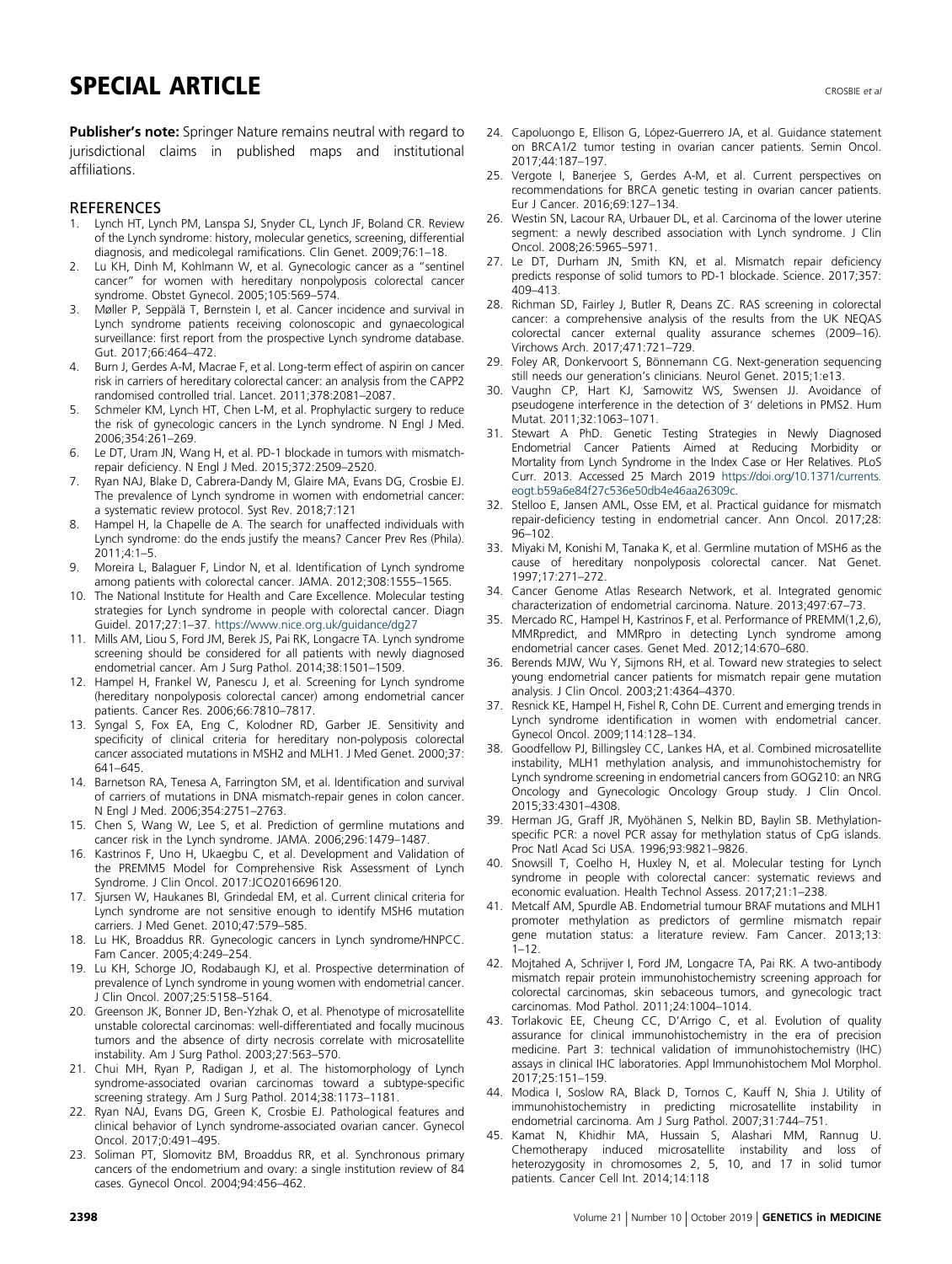**Publisher's note:** Springer Nature remains neutral with regard to jurisdictional claims in published maps and institutional affiliations.

## REFERENCES

1. Lynch HT, Lynch PM, Lanspa SJ, Snyder CL, Lynch JF, Boland CR. Review of the Lynch syndrome: history, molecular genetics, screening, differential diagnosis, and medicolegal ramifications. Clin Genet. 2009;76:1–18.
2. Lu KH, Dinh M, Kohlmann W, et al. Gynecologic cancer as a "sentinel cancer" for women with hereditary nonpolyposis colorectal cancer syndrome. Obstet Gynecol. 2005;105:569–574.
3. Møller P, Seppälä T, Bernstein I, et al. Cancer incidence and survival in Lynch syndrome patients receiving colonoscopic and gynaecological surveillance: first report from the prospective Lynch syndrome database. Gut. 2017;66:464–472.
4. Burn J, Gerdes A-M, Macrae F, et al. Long-term effect of aspirin on cancer risk in carriers of hereditary colorectal cancer: an analysis from the CAPP2 randomised controlled trial. Lancet. 2011;378:2081–2087.
5. Schmeler KM, Lynch HT, Chen L-M, et al. Prophylactic surgery to reduce the risk of gynecologic cancers in the Lynch syndrome. N Engl J Med. 2006;354:261–269.
6. Le DT, Uram JN, Wang H, et al. PD-1 blockade in tumors with mismatch-repair deficiency. N Engl J Med. 2015;372:2509–2520.
7. Ryan NAJ, Blake D, Cabrera-Dandy M, Glaire MA, Evans DG, Crosbie EJ. The prevalence of Lynch syndrome in women with endometrial cancer: a systematic review protocol. Syst Rev. 2018;7:121
8. Hampel H, la Chapelle de A. The search for unaffected individuals with Lynch syndrome: do the ends justify the means? Cancer Prev Res (Phila). 2011;4:1–5.
9. Moreira L, Balaguer F, Lindor N, et al. Identification of Lynch syndrome among patients with colorectal cancer. JAMA. 2012;308:1555–1565.
10. The National Institute for Health and Care Excellence. Molecular testing strategies for Lynch syndrome in people with colorectal cancer. Diagn Guidel. 2017;27:1–37. https://www.nice.org.uk/guidance/dg27
11. Mills AM, Liou S, Ford JM, Berek JS, Pai RK, Longacre TA. Lynch syndrome screening should be considered for all patients with newly diagnosed endometrial cancer. Am J Surg Pathol. 2014;38:1501–1509.
12. Hampel H, Frankel W, Panescu J, et al. Screening for Lynch syndrome (hereditary nonpolyposis colorectal cancer) among endometrial cancer patients. Cancer Res. 2006;66:7810–7817.
13. Syngal S, Fox EA, Eng C, Kolodner RD, Garber JE. Sensitivity and specificity of clinical criteria for hereditary non-polyposis colorectal cancer associated mutations in MSH2 and MLH1. J Med Genet. 2000;37: 641–645.
14. Barnetson RA, Tenesa A, Farrington SM, et al. Identification and survival of carriers of mutations in DNA mismatch-repair genes in colon cancer. N Engl J Med. 2006;354:2751–2763.
15. Chen S, Wang W, Lee S, et al. Prediction of germline mutations and cancer risk in the Lynch syndrome. JAMA. 2006;296:1479–1487.
16. Kastrinos F, Uno H, Ukaegbu C, et al. Development and Validation of the PREMM5 Model for Comprehensive Risk Assessment of Lynch Syndrome. J Clin Oncol. 2017:JCO2016696120.
17. Sjursen W, Haukanes BI, Grindedal EM, et al. Current clinical criteria for Lynch syndrome are not sensitive enough to identify MSH6 mutation carriers. J Med Genet. 2010;47:579–585.
18. Lu HK, Broaddus RR. Gynecologic cancers in Lynch syndrome/HNPCC. Fam Cancer. 2005;4:249–254.
19. Lu KH, Schorge JO, Rodabaugh KJ, et al. Prospective determination of prevalence of Lynch syndrome in young women with endometrial cancer. J Clin Oncol. 2007;25:5158–5164.
20. Greenson JK, Bonner JD, Ben-Yzhak O, et al. Phenotype of microsatellite unstable colorectal carcinomas: well-differentiated and focally mucinous tumors and the absence of dirty necrosis correlate with microsatellite instability. Am J Surg Pathol. 2003;27:563–570.
21. Chui MH, Ryan P, Radigan J, et al. The histomorphology of Lynch syndrome-associated ovarian carcinomas toward a subtype-specific screening strategy. Am J Surg Pathol. 2014;38:1173–1181.
22. Ryan NAJ, Evans DG, Green K, Crosbie EJ. Pathological features and clinical behavior of Lynch syndrome-associated ovarian cancer. Gynecol Oncol. 2017;0:491–495.
23. Soliman PT, Slomovitz BM, Broaddus RR, et al. Synchronous primary cancers of the endometrium and ovary: a single institution review of 84 cases. Gynecol Oncol. 2004;94:456–462.
24. Capoluongo E, Ellison G, López-Guerrero JA, et al. Guidance statement on BRCA1/2 tumor testing in ovarian cancer patients. Semin Oncol. 2017;44:187–197.
25. Vergote I, Banerjee S, Gerdes A-M, et al. Current perspectives on recommendations for BRCA genetic testing in ovarian cancer patients. Eur J Cancer. 2016;69:127–134.
26. Westin SN, Lacour RA, Urbauer DL, et al. Carcinoma of the lower uterine segment: a newly described association with Lynch syndrome. J Clin Oncol. 2008;26:5965–5971.
27. Le DT, Durham JN, Smith KN, et al. Mismatch repair deficiency predicts response of solid tumors to PD-1 blockade. Science. 2017;357: 409–413.
28. Richman SD, Fairley J, Butler R, Deans ZC. RAS screening in colorectal cancer: a comprehensive analysis of the results from the UK NEQAS colorectal cancer external quality assurance schemes (2009–16). Virchows Arch. 2017;471:721–729.
29. Foley AR, Donkervoort S, Bönnemann CG. Next-generation sequencing still needs our generation's clinicians. Neurol Genet. 2015;1:e13.
30. Vaughn CP, Hart KJ, Samowitz WS, Swensen JJ. Avoidance of pseudogene interference in the detection of 3′ deletions in PMS2. Hum Mutat. 2011;32:1063–1071.
31. Stewart A PhD. Genetic Testing Strategies in Newly Diagnosed Endometrial Cancer Patients Aimed at Reducing Morbidity or Mortality from Lynch Syndrome in the Index Case or Her Relatives. PLoS Curr. 2013. Accessed 25 March 2019 https://doi.org/10.1371/currents.eogt.b59a6e84f27c536e50db4e46aa26309c.
32. Stelloo E, Jansen AML, Osse EM, et al. Practical guidance for mismatch repair-deficiency testing in endometrial cancer. Ann Oncol. 2017;28: 96–102.
33. Miyaki M, Konishi M, Tanaka K, et al. Germline mutation of MSH6 as the cause of hereditary nonpolyposis colorectal cancer. Nat Genet. 1997;17:271–272.
34. Cancer Genome Atlas Research Network, et al. Integrated genomic characterization of endometrial carcinoma. Nature. 2013;497:67–73.
35. Mercado RC, Hampel H, Kastrinos F, et al. Performance of PREMM(1,2,6), MMRpredict, and MMRpro in detecting Lynch syndrome among endometrial cancer cases. Genet Med. 2012;14:670–680.
36. Berends MJW, Wu Y, Sijmons RH, et al. Toward new strategies to select young endometrial cancer patients for mismatch repair gene mutation analysis. J Clin Oncol. 2003;21:4364–4370.
37. Resnick KE, Hampel H, Fishel R, Cohn DE. Current and emerging trends in Lynch syndrome identification in women with endometrial cancer. Gynecol Oncol. 2009;114:128–134.
38. Goodfellow PJ, Billingsley CC, Lankes HA, et al. Combined microsatellite instability, MLH1 methylation analysis, and immunohistochemistry for Lynch syndrome screening in endometrial cancers from GOG210: an NRG Oncology and Gynecologic Oncology Group study. J Clin Oncol. 2015;33:4301–4308.
39. Herman JG, Graff JR, Myöhänen S, Nelkin BD, Baylin SB. Methylation-specific PCR: a novel PCR assay for methylation status of CpG islands. Proc Natl Acad Sci USA. 1996;93:9821–9826.
40. Snowsill T, Coelho H, Huxley N, et al. Molecular testing for Lynch syndrome in people with colorectal cancer: systematic reviews and economic evaluation. Health Technol Assess. 2017;21:1–238.
41. Metcalf AM, Spurdle AB. Endometrial tumour BRAF mutations and MLH1 promoter methylation as predictors of germline mismatch repair gene mutation status: a literature review. Fam Cancer. 2013;13: 1–12.
42. Mojtahed A, Schrijver I, Ford JM, Longacre TA, Pai RK. A two-antibody mismatch repair protein immunohistochemistry screening approach for colorectal carcinomas, skin sebaceous tumors, and gynecologic tract carcinomas. Mod Pathol. 2011;24:1004–1014.
43. Torlakovic EE, Cheung CC, D'Arrigo C, et al. Evolution of quality assurance for clinical immunohistochemistry in the era of precision medicine. Part 3: technical validation of immunohistochemistry (IHC) assays in clinical IHC laboratories. Appl Immunohistochem Mol Morphol. 2017;25:151–159.
44. Modica I, Soslow RA, Black D, Tornos C, Kauff N, Shia J. Utility of immunohistochemistry in predicting microsatellite instability in endometrial carcinoma. Am J Surg Pathol. 2007;31:744–751.
45. Kamat N, Khidhir MA, Hussain S, Alashari MM, Rannug U. Chemotherapy induced microsatellite instability and loss of heterozygosity in chromosomes 2, 5, 10, and 17 in solid tumor patients. Cancer Cell Int. 2014;14:118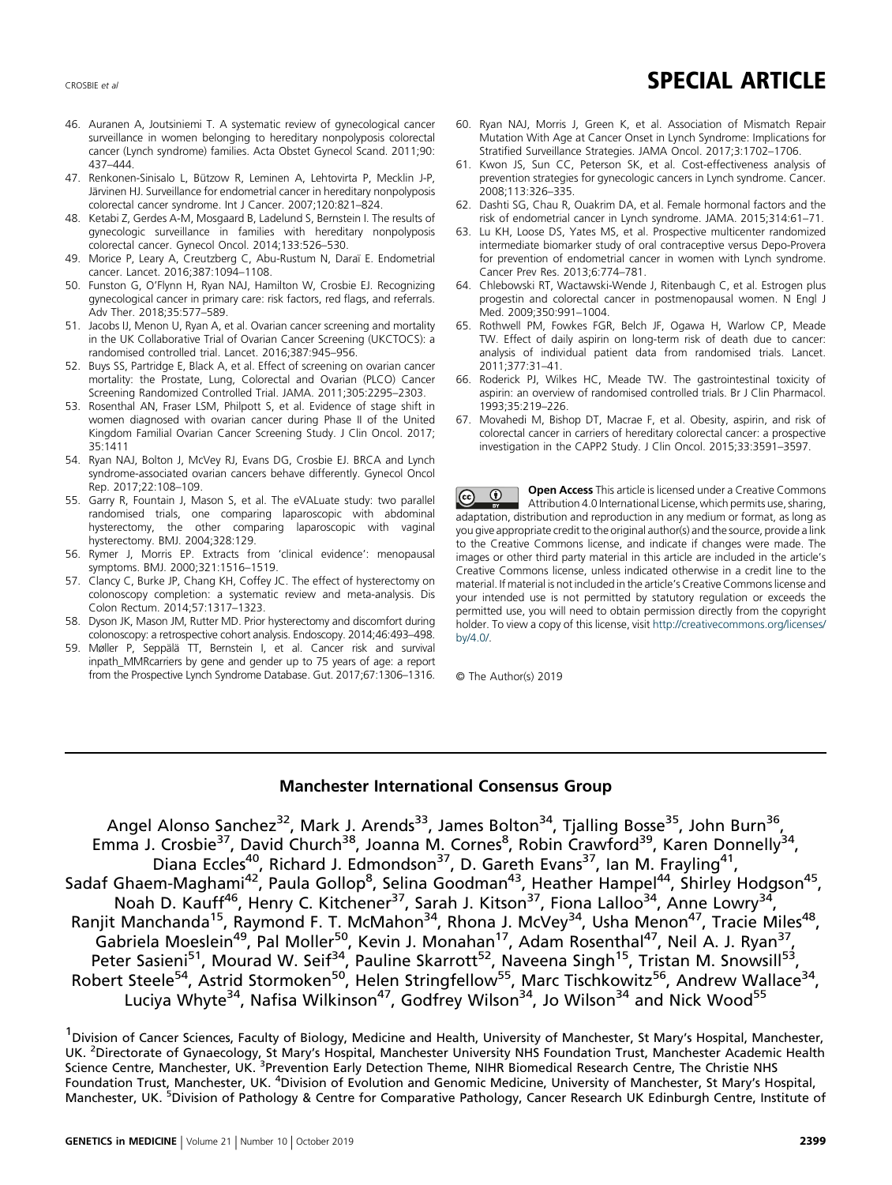46. Auranen A, Joutsiniemi T. A systematic review of gynecological cancer surveillance in women belonging to hereditary nonpolyposis colorectal cancer (Lynch syndrome) families. Acta Obstet Gynecol Scand. 2011;90: 437–444.
47. Renkonen-Sinisalo L, Bützow R, Leminen A, Lehtovirta P, Mecklin J-P, Järvinen HJ. Surveillance for endometrial cancer in hereditary nonpolyposis colorectal cancer syndrome. Int J Cancer. 2007;120:821–824.
48. Ketabi Z, Gerdes A-M, Mosgaard B, Ladelund S, Bernstein I. The results of gynecologic surveillance in families with hereditary nonpolyposis colorectal cancer. Gynecol Oncol. 2014;133:526–530.
49. Morice P, Leary A, Creutzberg C, Abu-Rustum N, Daraï E. Endometrial cancer. Lancet. 2016;387:1094–1108.
50. Funston G, O'Flynn H, Ryan NAJ, Hamilton W, Crosbie EJ. Recognizing gynecological cancer in primary care: risk factors, red flags, and referrals. Adv Ther. 2018;35:577–589.
51. Jacobs IJ, Menon U, Ryan A, et al. Ovarian cancer screening and mortality in the UK Collaborative Trial of Ovarian Cancer Screening (UKCTOCS): a randomised controlled trial. Lancet. 2016;387:945–956.
52. Buys SS, Partridge E, Black A, et al. Effect of screening on ovarian cancer mortality: the Prostate, Lung, Colorectal and Ovarian (PLCO) Cancer Screening Randomized Controlled Trial. JAMA. 2011;305:2295–2303.
53. Rosenthal AN, Fraser LSM, Philpott S, et al. Evidence of stage shift in women diagnosed with ovarian cancer during Phase II of the United Kingdom Familial Ovarian Cancer Screening Study. J Clin Oncol. 2017; 35:1411
54. Ryan NAJ, Bolton J, McVey RJ, Evans DG, Crosbie EJ. BRCA and Lynch syndrome-associated ovarian cancers behave differently. Gynecol Oncol Rep. 2017;22:108–109.
55. Garry R, Fountain J, Mason S, et al. The eVALuate study: two parallel randomised trials, one comparing laparoscopic with abdominal hysterectomy, the other comparing laparoscopic with vaginal hysterectomy. BMJ. 2004;328:129.
56. Rymer J, Morris EP. Extracts from 'clinical evidence': menopausal symptoms. BMJ. 2000;321:1516–1519.
57. Clancy C, Burke JP, Chang KH, Coffey JC. The effect of hysterectomy on colonoscopy completion: a systematic review and meta-analysis. Dis Colon Rectum. 2014;57:1317–1323.
58. Dyson JK, Mason JM, Rutter MD. Prior hysterectomy and discomfort during colonoscopy: a retrospective cohort analysis. Endoscopy. 2014;46:493–498.
59. Møller P, Seppälä TT, Bernstein I, et al. Cancer risk and survival inpath_MMRcarriers by gene and gender up to 75 years of age: a report from the Prospective Lynch Syndrome Database. Gut. 2017;67:1306–1316.
60. Ryan NAJ, Morris J, Green K, et al. Association of Mismatch Repair Mutation With Age at Cancer Onset in Lynch Syndrome: Implications for Stratified Surveillance Strategies. JAMA Oncol. 2017;3:1702–1706.
61. Kwon JS, Sun CC, Peterson SK, et al. Cost-effectiveness analysis of prevention strategies for gynecologic cancers in Lynch syndrome. Cancer. 2008;113:326–335.
62. Dashti SG, Chau R, Ouakrim DA, et al. Female hormonal factors and the risk of endometrial cancer in Lynch syndrome. JAMA. 2015;314:61–71.
63. Lu KH, Loose DS, Yates MS, et al. Prospective multicenter randomized intermediate biomarker study of oral contraceptive versus Depo-Provera for prevention of endometrial cancer in women with Lynch syndrome. Cancer Prev Res. 2013;6:774–781.
64. Chlebowski RT, Wactawski-Wende J, Ritenbaugh C, et al. Estrogen plus progestin and colorectal cancer in postmenopausal women. N Engl J Med. 2009;350:991–1004.
65. Rothwell PM, Fowkes FGR, Belch JF, Ogawa H, Warlow CP, Meade TW. Effect of daily aspirin on long-term risk of death due to cancer: analysis of individual patient data from randomised trials. Lancet. 2011;377:31–41.
66. Roderick PJ, Wilkes HC, Meade TW. The gastrointestinal toxicity of aspirin: an overview of randomised controlled trials. Br J Clin Pharmacol. 1993;35:219–226.
67. Movahedi M, Bishop DT, Macrae F, et al. Obesity, aspirin, and risk of colorectal cancer in carriers of hereditary colorectal cancer: a prospective investigation in the CAPP2 Study. J Clin Oncol. 2015;33:3591–3597.

**Open Access** This article is licensed under a Creative Commons Attribution 4.0 International License, which permits use, sharing, adaptation, distribution and reproduction in any medium or format, as long as you give appropriate credit to the original author(s) and the source, provide a link to the Creative Commons license, and indicate if changes were made. The images or other third party material in this article are included in the article's Creative Commons license, unless indicated otherwise in a credit line to the material. If material is not included in the article's Creative Commons license and your intended use is not permitted by statutory regulation or exceeds the permitted use, you will need to obtain permission directly from the copyright holder. To view a copy of this license, visit http://creativecommons.org/licenses/by/4.0/.

© The Author(s) 2019

## Manchester International Consensus Group

Angel Alonso Sanchez[32], Mark J. Arends[33], James Bolton[34], Tjalling Bosse[35], John Burn[36], Emma J. Crosbie[37], David Church[38], Joanna M. Cornes[8], Robin Crawford[39], Karen Donnelly[34], Diana Eccles[40], Richard J. Edmondson[37], D. Gareth Evans[37], Ian M. Frayling[41], Sadaf Ghaem-Maghami[42], Paula Gollop[8], Selina Goodman[43], Heather Hampel[44], Shirley Hodgson[45], Noah D. Kauff[46], Henry C. Kitchener[37], Sarah J. Kitson[37], Fiona Lalloo[34], Anne Lowry[34], Ranjit Manchanda[15], Raymond F. T. McMahon[34], Rhona J. McVey[34], Usha Menon[47], Tracie Miles[48], Gabriela Moeslein[49], Pal Moller[50], Kevin J. Monahan[17], Adam Rosenthal[47], Neil A. J. Ryan[37], Peter Sasieni[51], Mourad W. Seif[34], Pauline Skarrott[52], Naveena Singh[15], Tristan M. Snowsill[53], Robert Steele[54], Astrid Stormoken[50], Helen Stringfellow[55], Marc Tischkowitz[56], Andrew Wallace[34], Luciya Whyte[34], Nafisa Wilkinson[47], Godfrey Wilson[34], Jo Wilson[34] and Nick Wood[55]

[1]Division of Cancer Sciences, Faculty of Biology, Medicine and Health, University of Manchester, St Mary's Hospital, Manchester, UK. [2]Directorate of Gynaecology, St Mary's Hospital, Manchester University NHS Foundation Trust, Manchester Academic Health Science Centre, Manchester, UK. [3]Prevention Early Detection Theme, NIHR Biomedical Research Centre, The Christie NHS Foundation Trust, Manchester, UK. [4]Division of Evolution and Genomic Medicine, University of Manchester, St Mary's Hospital, Manchester, UK. [5]Division of Pathology & Centre for Comparative Pathology, Cancer Research UK Edinburgh Centre, Institute of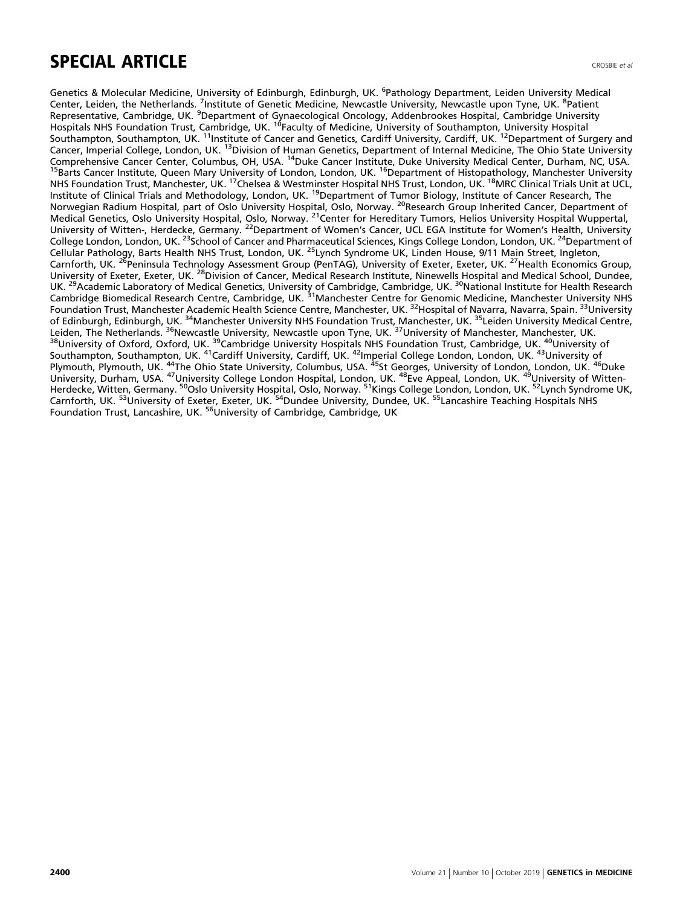Genetics & Molecular Medicine, University of Edinburgh, Edinburgh, UK. [6]Pathology Department, Leiden University Medical Center, Leiden, the Netherlands. [7]Institute of Genetic Medicine, Newcastle University, Newcastle upon Tyne, UK. [8]Patient Representative, Cambridge, UK. [9]Department of Gynaecological Oncology, Addenbrookes Hospital, Cambridge University Hospitals NHS Foundation Trust, Cambridge, UK. [10]Faculty of Medicine, University of Southampton, University Hospital Southampton, Southampton, UK. [11]Institute of Cancer and Genetics, Cardiff University, Cardiff, UK. [12]Department of Surgery and Cancer, Imperial College, London, UK. [13]Division of Human Genetics, Department of Internal Medicine, The Ohio State University Comprehensive Cancer Center, Columbus, OH, USA. [14]Duke Cancer Institute, Duke University Medical Center, Durham, NC, USA. [15]Barts Cancer Institute, Queen Mary University of London, London, UK. [16]Department of Histopathology, Manchester University NHS Foundation Trust, Manchester, UK. [17]Chelsea & Westminster Hospital NHS Trust, London, UK. [18]MRC Clinical Trials Unit at UCL, Institute of Clinical Trials and Methodology, London, UK. [19]Department of Tumor Biology, Institute of Cancer Research, The Norwegian Radium Hospital, part of Oslo University Hospital, Oslo, Norway. [20]Research Group Inherited Cancer, Department of Medical Genetics, Oslo University Hospital, Oslo, Norway. [21]Center for Hereditary Tumors, Helios University Hospital Wuppertal, University of Witten-, Herdecke, Germany. [22]Department of Women's Cancer, UCL EGA Institute for Women's Health, University College London, London, UK. [23]School of Cancer and Pharmaceutical Sciences, Kings College London, London, UK. [24]Department of Cellular Pathology, Barts Health NHS Trust, London, UK. [25]Lynch Syndrome UK, Linden House, 9/11 Main Street, Ingleton, Carnforth, UK. [26]Peninsula Technology Assessment Group (PenTAG), University of Exeter, Exeter, UK. [27]Health Economics Group, University of Exeter, Exeter, UK. [28]Division of Cancer, Medical Research Institute, Ninewells Hospital and Medical School, Dundee, UK. [29]Academic Laboratory of Medical Genetics, University of Cambridge, Cambridge, UK. [30]National Institute for Health Research Cambridge Biomedical Research Centre, Cambridge, UK. [31]Manchester Centre for Genomic Medicine, Manchester University NHS Foundation Trust, Manchester Academic Health Science Centre, Manchester, UK. [32]Hospital of Navarra, Navarra, Spain. [33]University of Edinburgh, Edinburgh, UK. [34]Manchester University NHS Foundation Trust, Manchester, UK. [35]Leiden University Medical Centre, Leiden, The Netherlands. [36]Newcastle University, Newcastle upon Tyne, UK. [37]University of Manchester, Manchester, UK. [38]University of Oxford, Oxford, UK. [39]Cambridge University Hospitals NHS Foundation Trust, Cambridge, UK. [40]University of Southampton, Southampton, UK. [41]Cardiff University, Cardiff, UK. [42]Imperial College London, London, UK. [43]University of Plymouth, Plymouth, UK. [44]The Ohio State University, Columbus, USA. [45]St Georges, University of London, London, UK. [46]Duke University, Durham, USA. [47]University College London Hospital, London, UK. [48]Eve Appeal, London, UK. [49]University of Witten-Herdecke, Witten, Germany. [50]Oslo University Hospital, Oslo, Norway. [51]Kings College London, London, UK. [52]Lynch Syndrome UK, Carnforth, UK. [53]University of Exeter, Exeter, UK. [54]Dundee University, Dundee, UK. [55]Lancashire Teaching Hospitals NHS Foundation Trust, Lancashire, UK. [56]University of Cambridge, Cambridge, UK